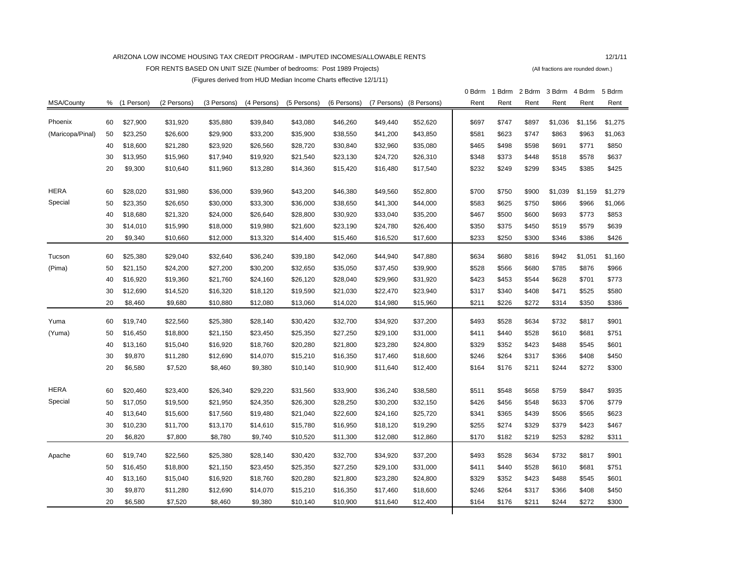ARIZONA LOW INCOME HOUSING TAX CREDIT PROGRAM - IMPUTED INCOMES/ALLOWABLE RENTS

12/1/11

FOR RENTS BASED ON UNIT SIZE (Number of bedrooms: Post 1989 Projects)

(All fractions are rounded down.)

(Figures derived from HUD Median Income Charts effective 12/1/11)

| MSA/County | % | (1 Person) | (2 Persons) | (3 Persons) | (4 Persons) | (5 Persons) | (6 Persons) | (7 Persons) | (8 Persons) | 0 Bdrm Rent | 1 Bdrm Rent | 2 Bdrm Rent | 3 Bdrm Rent | 4 Bdrm Rent | 5 Bdrm Rent |
|---|---|---|---|---|---|---|---|---|---|---|---|---|---|---|---|
| Phoenix | 60 | $27,900 | $31,920 | $35,880 | $39,840 | $43,080 | $46,260 | $49,440 | $52,620 | $697 | $747 | $897 | $1,036 | $1,156 | $1,275 |
| (Maricopa/Pinal) | 50 | $23,250 | $26,600 | $29,900 | $33,200 | $35,900 | $38,550 | $41,200 | $43,850 | $581 | $623 | $747 | $863 | $963 | $1,063 |
| | 40 | $18,600 | $21,280 | $23,920 | $26,560 | $28,720 | $30,840 | $32,960 | $35,080 | $465 | $498 | $598 | $691 | $771 | $850 |
| | 30 | $13,950 | $15,960 | $17,940 | $19,920 | $21,540 | $23,130 | $24,720 | $26,310 | $348 | $373 | $448 | $518 | $578 | $637 |
| | 20 | $9,300 | $10,640 | $11,960 | $13,280 | $14,360 | $15,420 | $16,480 | $17,540 | $232 | $249 | $299 | $345 | $385 | $425 |
| HERA | 60 | $28,020 | $31,980 | $36,000 | $39,960 | $43,200 | $46,380 | $49,560 | $52,800 | $700 | $750 | $900 | $1,039 | $1,159 | $1,279 |
| Special | 50 | $23,350 | $26,650 | $30,000 | $33,300 | $36,000 | $38,650 | $41,300 | $44,000 | $583 | $625 | $750 | $866 | $966 | $1,066 |
| | 40 | $18,680 | $21,320 | $24,000 | $26,640 | $28,800 | $30,920 | $33,040 | $35,200 | $467 | $500 | $600 | $693 | $773 | $853 |
| | 30 | $14,010 | $15,990 | $18,000 | $19,980 | $21,600 | $23,190 | $24,780 | $26,400 | $350 | $375 | $450 | $519 | $579 | $639 |
| | 20 | $9,340 | $10,660 | $12,000 | $13,320 | $14,400 | $15,460 | $16,520 | $17,600 | $233 | $250 | $300 | $346 | $386 | $426 |
| Tucson | 60 | $25,380 | $29,040 | $32,640 | $36,240 | $39,180 | $42,060 | $44,940 | $47,880 | $634 | $680 | $816 | $942 | $1,051 | $1,160 |
| (Pima) | 50 | $21,150 | $24,200 | $27,200 | $30,200 | $32,650 | $35,050 | $37,450 | $39,900 | $528 | $566 | $680 | $785 | $876 | $966 |
| | 40 | $16,920 | $19,360 | $21,760 | $24,160 | $26,120 | $28,040 | $29,960 | $31,920 | $423 | $453 | $544 | $628 | $701 | $773 |
| | 30 | $12,690 | $14,520 | $16,320 | $18,120 | $19,590 | $21,030 | $22,470 | $23,940 | $317 | $340 | $408 | $471 | $525 | $580 |
| | 20 | $8,460 | $9,680 | $10,880 | $12,080 | $13,060 | $14,020 | $14,980 | $15,960 | $211 | $226 | $272 | $314 | $350 | $386 |
| Yuma | 60 | $19,740 | $22,560 | $25,380 | $28,140 | $30,420 | $32,700 | $34,920 | $37,200 | $493 | $528 | $634 | $732 | $817 | $901 |
| (Yuma) | 50 | $16,450 | $18,800 | $21,150 | $23,450 | $25,350 | $27,250 | $29,100 | $31,000 | $411 | $440 | $528 | $610 | $681 | $751 |
| | 40 | $13,160 | $15,040 | $16,920 | $18,760 | $20,280 | $21,800 | $23,280 | $24,800 | $329 | $352 | $423 | $488 | $545 | $601 |
| | 30 | $9,870 | $11,280 | $12,690 | $14,070 | $15,210 | $16,350 | $17,460 | $18,600 | $246 | $264 | $317 | $366 | $408 | $450 |
| | 20 | $6,580 | $7,520 | $8,460 | $9,380 | $10,140 | $10,900 | $11,640 | $12,400 | $164 | $176 | $211 | $244 | $272 | $300 |
| HERA | 60 | $20,460 | $23,400 | $26,340 | $29,220 | $31,560 | $33,900 | $36,240 | $38,580 | $511 | $548 | $658 | $759 | $847 | $935 |
| Special | 50 | $17,050 | $19,500 | $21,950 | $24,350 | $26,300 | $28,250 | $30,200 | $32,150 | $426 | $456 | $548 | $633 | $706 | $779 |
| | 40 | $13,640 | $15,600 | $17,560 | $19,480 | $21,040 | $22,600 | $24,160 | $25,720 | $341 | $365 | $439 | $506 | $565 | $623 |
| | 30 | $10,230 | $11,700 | $13,170 | $14,610 | $15,780 | $16,950 | $18,120 | $19,290 | $255 | $274 | $329 | $379 | $423 | $467 |
| | 20 | $6,820 | $7,800 | $8,780 | $9,740 | $10,520 | $11,300 | $12,080 | $12,860 | $170 | $182 | $219 | $253 | $282 | $311 |
| Apache | 60 | $19,740 | $22,560 | $25,380 | $28,140 | $30,420 | $32,700 | $34,920 | $37,200 | $493 | $528 | $634 | $732 | $817 | $901 |
| | 50 | $16,450 | $18,800 | $21,150 | $23,450 | $25,350 | $27,250 | $29,100 | $31,000 | $411 | $440 | $528 | $610 | $681 | $751 |
| | 40 | $13,160 | $15,040 | $16,920 | $18,760 | $20,280 | $21,800 | $23,280 | $24,800 | $329 | $352 | $423 | $488 | $545 | $601 |
| | 30 | $9,870 | $11,280 | $12,690 | $14,070 | $15,210 | $16,350 | $17,460 | $18,600 | $246 | $264 | $317 | $366 | $408 | $450 |
| | 20 | $6,580 | $7,520 | $8,460 | $9,380 | $10,140 | $10,900 | $11,640 | $12,400 | $164 | $176 | $211 | $244 | $272 | $300 |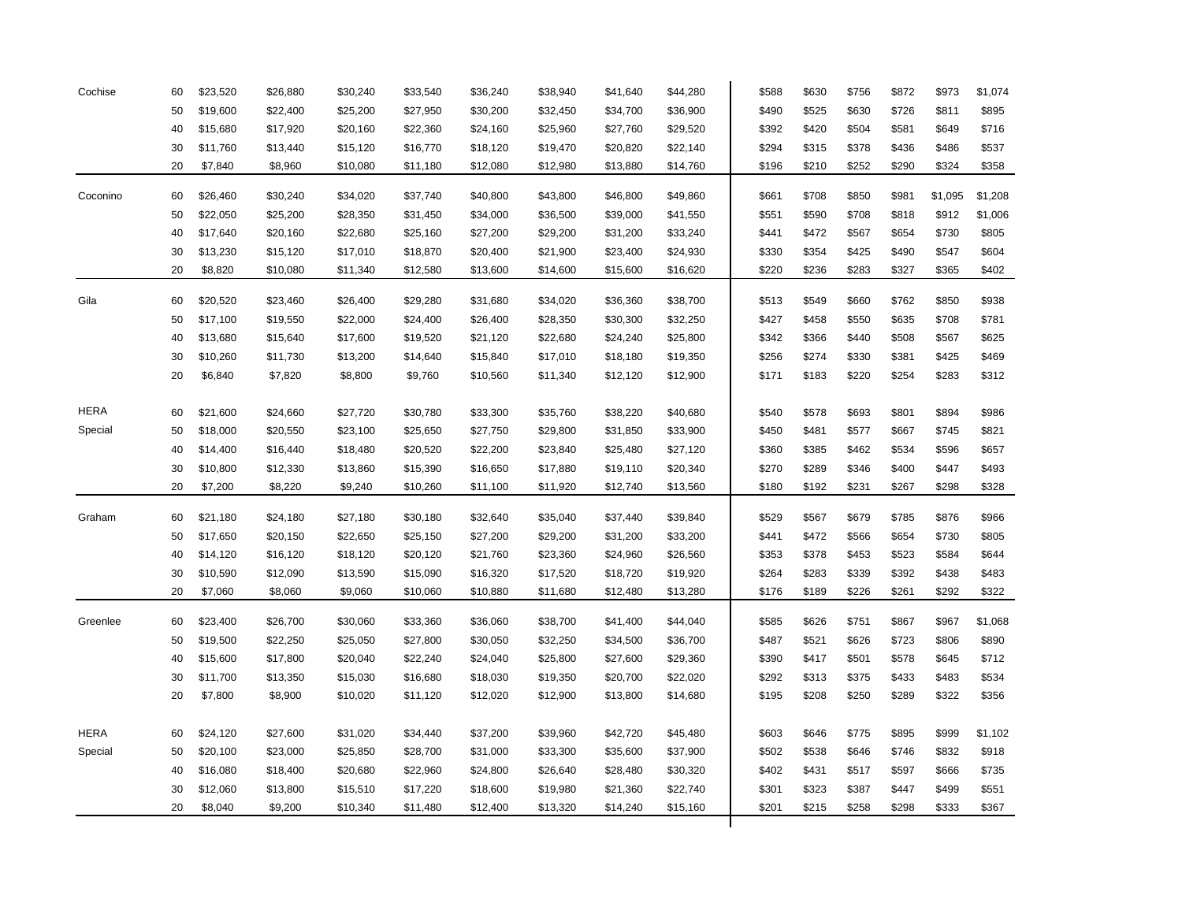| | | | | | | | | | | | | | | | | |
|---|---|---|---|---|---|---|---|---|---|---|---|---|---|---|---|---|
| Cochise | 60 | $23,520 | $26,880 | $30,240 | $33,540 | $36,240 | $38,940 | $41,640 | $44,280 | $588 | $630 | $756 | $872 | $973 | $1,074 |
| | 50 | $19,600 | $22,400 | $25,200 | $27,950 | $30,200 | $32,450 | $34,700 | $36,900 | $490 | $525 | $630 | $726 | $811 | $895 |
| | 40 | $15,680 | $17,920 | $20,160 | $22,360 | $24,160 | $25,960 | $27,760 | $29,520 | $392 | $420 | $504 | $581 | $649 | $716 |
| | 30 | $11,760 | $13,440 | $15,120 | $16,770 | $18,120 | $19,470 | $20,820 | $22,140 | $294 | $315 | $378 | $436 | $486 | $537 |
| | 20 | $7,840 | $8,960 | $10,080 | $11,180 | $12,080 | $12,980 | $13,880 | $14,760 | $196 | $210 | $252 | $290 | $324 | $358 |
| Coconino | 60 | $26,460 | $30,240 | $34,020 | $37,740 | $40,800 | $43,800 | $46,800 | $49,860 | $661 | $708 | $850 | $981 | $1,095 | $1,208 |
| | 50 | $22,050 | $25,200 | $28,350 | $31,450 | $34,000 | $36,500 | $39,000 | $41,550 | $551 | $590 | $708 | $818 | $912 | $1,006 |
| | 40 | $17,640 | $20,160 | $22,680 | $25,160 | $27,200 | $29,200 | $31,200 | $33,240 | $441 | $472 | $567 | $654 | $730 | $805 |
| | 30 | $13,230 | $15,120 | $17,010 | $18,870 | $20,400 | $21,900 | $23,400 | $24,930 | $330 | $354 | $425 | $490 | $547 | $604 |
| | 20 | $8,820 | $10,080 | $11,340 | $12,580 | $13,600 | $14,600 | $15,600 | $16,620 | $220 | $236 | $283 | $327 | $365 | $402 |
| Gila | 60 | $20,520 | $23,460 | $26,400 | $29,280 | $31,680 | $34,020 | $36,360 | $38,700 | $513 | $549 | $660 | $762 | $850 | $938 |
| | 50 | $17,100 | $19,550 | $22,000 | $24,400 | $26,400 | $28,350 | $30,300 | $32,250 | $427 | $458 | $550 | $635 | $708 | $781 |
| | 40 | $13,680 | $15,640 | $17,600 | $19,520 | $21,120 | $22,680 | $24,240 | $25,800 | $342 | $366 | $440 | $508 | $567 | $625 |
| | 30 | $10,260 | $11,730 | $13,200 | $14,640 | $15,840 | $17,010 | $18,180 | $19,350 | $256 | $274 | $330 | $381 | $425 | $469 |
| | 20 | $6,840 | $7,820 | $8,800 | $9,760 | $10,560 | $11,340 | $12,120 | $12,900 | $171 | $183 | $220 | $254 | $283 | $312 |
| HERA Special | 60 | $21,600 | $24,660 | $27,720 | $30,780 | $33,300 | $35,760 | $38,220 | $40,680 | $540 | $578 | $693 | $801 | $894 | $986 |
| | 50 | $18,000 | $20,550 | $23,100 | $25,650 | $27,750 | $29,800 | $31,850 | $33,900 | $450 | $481 | $577 | $667 | $745 | $821 |
| | 40 | $14,400 | $16,440 | $18,480 | $20,520 | $22,200 | $23,840 | $25,480 | $27,120 | $360 | $385 | $462 | $534 | $596 | $657 |
| | 30 | $10,800 | $12,330 | $13,860 | $15,390 | $16,650 | $17,880 | $19,110 | $20,340 | $270 | $289 | $346 | $400 | $447 | $493 |
| | 20 | $7,200 | $8,220 | $9,240 | $10,260 | $11,100 | $11,920 | $12,740 | $13,560 | $180 | $192 | $231 | $267 | $298 | $328 |
| Graham | 60 | $21,180 | $24,180 | $27,180 | $30,180 | $32,640 | $35,040 | $37,440 | $39,840 | $529 | $567 | $679 | $785 | $876 | $966 |
| | 50 | $17,650 | $20,150 | $22,650 | $25,150 | $27,200 | $29,200 | $31,200 | $33,200 | $441 | $472 | $566 | $654 | $730 | $805 |
| | 40 | $14,120 | $16,120 | $18,120 | $20,120 | $21,760 | $23,360 | $24,960 | $26,560 | $353 | $378 | $453 | $523 | $584 | $644 |
| | 30 | $10,590 | $12,090 | $13,590 | $15,090 | $16,320 | $17,520 | $18,720 | $19,920 | $264 | $283 | $339 | $392 | $438 | $483 |
| | 20 | $7,060 | $8,060 | $9,060 | $10,060 | $10,880 | $11,680 | $12,480 | $13,280 | $176 | $189 | $226 | $261 | $292 | $322 |
| Greenlee | 60 | $23,400 | $26,700 | $30,060 | $33,360 | $36,060 | $38,700 | $41,400 | $44,040 | $585 | $626 | $751 | $867 | $967 | $1,068 |
| | 50 | $19,500 | $22,250 | $25,050 | $27,800 | $30,050 | $32,250 | $34,500 | $36,700 | $487 | $521 | $626 | $723 | $806 | $890 |
| | 40 | $15,600 | $17,800 | $20,040 | $22,240 | $24,040 | $25,800 | $27,600 | $29,360 | $390 | $417 | $501 | $578 | $645 | $712 |
| | 30 | $11,700 | $13,350 | $15,030 | $16,680 | $18,030 | $19,350 | $20,700 | $22,020 | $292 | $313 | $375 | $433 | $483 | $534 |
| | 20 | $7,800 | $8,900 | $10,020 | $11,120 | $12,020 | $12,900 | $13,800 | $14,680 | $195 | $208 | $250 | $289 | $322 | $356 |
| HERA Special | 60 | $24,120 | $27,600 | $31,020 | $34,440 | $37,200 | $39,960 | $42,720 | $45,480 | $603 | $646 | $775 | $895 | $999 | $1,102 |
| | 50 | $20,100 | $23,000 | $25,850 | $28,700 | $31,000 | $33,300 | $35,600 | $37,900 | $502 | $538 | $646 | $746 | $832 | $918 |
| | 40 | $16,080 | $18,400 | $20,680 | $22,960 | $24,800 | $26,640 | $28,480 | $30,320 | $402 | $431 | $517 | $597 | $666 | $735 |
| | 30 | $12,060 | $13,800 | $15,510 | $17,220 | $18,600 | $19,980 | $21,360 | $22,740 | $301 | $323 | $387 | $447 | $499 | $551 |
| | 20 | $8,040 | $9,200 | $10,340 | $11,480 | $12,400 | $13,320 | $14,240 | $15,160 | $201 | $215 | $258 | $298 | $333 | $367 |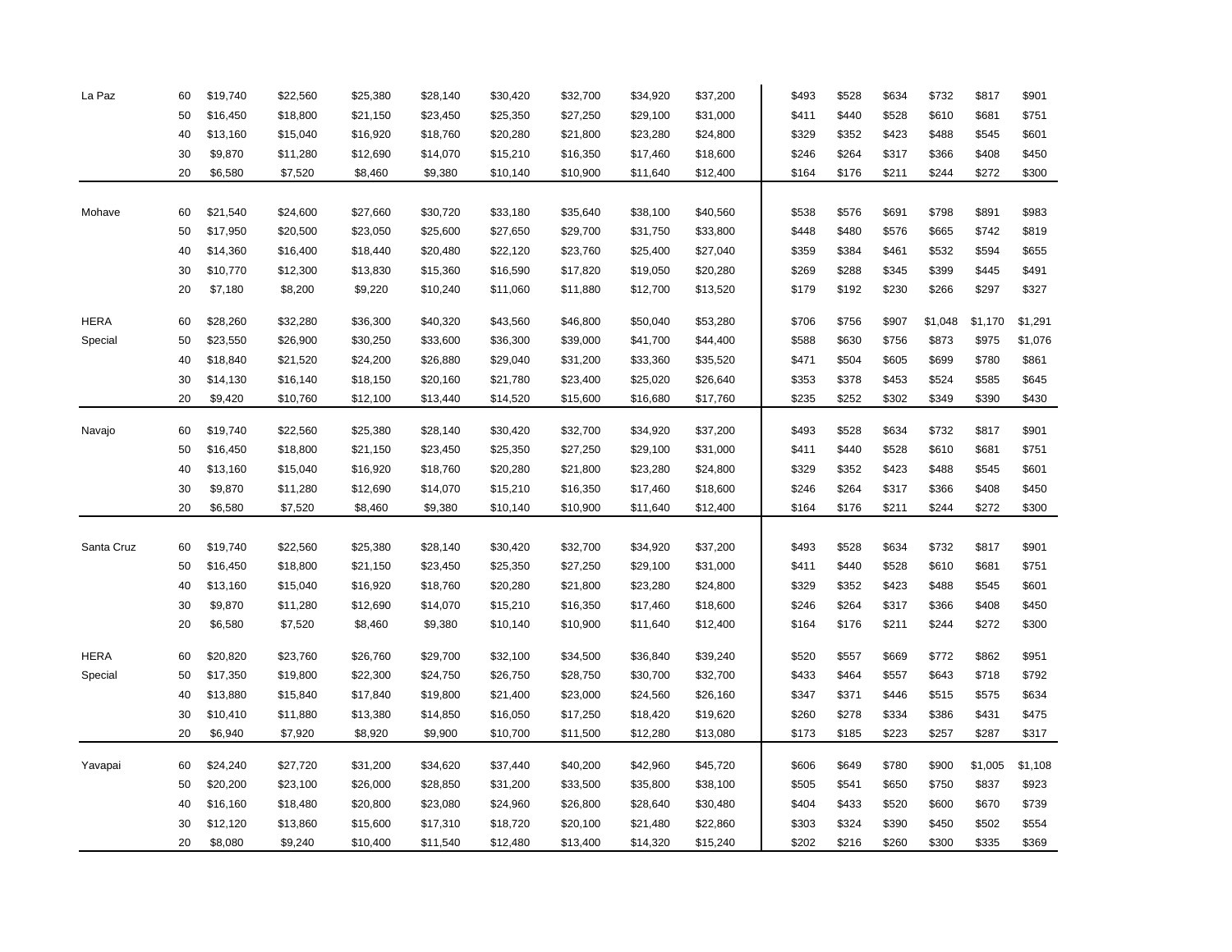| | | | | | | | | | | | | | | | |
|---|---|---|---|---|---|---|---|---|---|---|---|---|---|---|---|
| La Paz | 60 | $19,740 | $22,560 | $25,380 | $28,140 | $30,420 | $32,700 | $34,920 | $37,200 | $493 | $528 | $634 | $732 | $817 | $901 |
| | 50 | $16,450 | $18,800 | $21,150 | $23,450 | $25,350 | $27,250 | $29,100 | $31,000 | $411 | $440 | $528 | $610 | $681 | $751 |
| | 40 | $13,160 | $15,040 | $16,920 | $18,760 | $20,280 | $21,800 | $23,280 | $24,800 | $329 | $352 | $423 | $488 | $545 | $601 |
| | 30 | $9,870 | $11,280 | $12,690 | $14,070 | $15,210 | $16,350 | $17,460 | $18,600 | $246 | $264 | $317 | $366 | $408 | $450 |
| | 20 | $6,580 | $7,520 | $8,460 | $9,380 | $10,140 | $10,900 | $11,640 | $12,400 | $164 | $176 | $211 | $244 | $272 | $300 |
| Mohave | 60 | $21,540 | $24,600 | $27,660 | $30,720 | $33,180 | $35,640 | $38,100 | $40,560 | $538 | $576 | $691 | $798 | $891 | $983 |
| | 50 | $17,950 | $20,500 | $23,050 | $25,600 | $27,650 | $29,700 | $31,750 | $33,800 | $448 | $480 | $576 | $665 | $742 | $819 |
| | 40 | $14,360 | $16,400 | $18,440 | $20,480 | $22,120 | $23,760 | $25,400 | $27,040 | $359 | $384 | $461 | $532 | $594 | $655 |
| | 30 | $10,770 | $12,300 | $13,830 | $15,360 | $16,590 | $17,820 | $19,050 | $20,280 | $269 | $288 | $345 | $399 | $445 | $491 |
| | 20 | $7,180 | $8,200 | $9,220 | $10,240 | $11,060 | $11,880 | $12,700 | $13,520 | $179 | $192 | $230 | $266 | $297 | $327 |
| HERA Special | 60 | $28,260 | $32,280 | $36,300 | $40,320 | $43,560 | $46,800 | $50,040 | $53,280 | $706 | $756 | $907 | $1,048 | $1,170 | $1,291 |
| | 50 | $23,550 | $26,900 | $30,250 | $33,600 | $36,300 | $39,000 | $41,700 | $44,400 | $588 | $630 | $756 | $873 | $975 | $1,076 |
| | 40 | $18,840 | $21,520 | $24,200 | $26,880 | $29,040 | $31,200 | $33,360 | $35,520 | $471 | $504 | $605 | $699 | $780 | $861 |
| | 30 | $14,130 | $16,140 | $18,150 | $20,160 | $21,780 | $23,400 | $25,020 | $26,640 | $353 | $378 | $453 | $524 | $585 | $645 |
| | 20 | $9,420 | $10,760 | $12,100 | $13,440 | $14,520 | $15,600 | $16,680 | $17,760 | $235 | $252 | $302 | $349 | $390 | $430 |
| Navajo | 60 | $19,740 | $22,560 | $25,380 | $28,140 | $30,420 | $32,700 | $34,920 | $37,200 | $493 | $528 | $634 | $732 | $817 | $901 |
| | 50 | $16,450 | $18,800 | $21,150 | $23,450 | $25,350 | $27,250 | $29,100 | $31,000 | $411 | $440 | $528 | $610 | $681 | $751 |
| | 40 | $13,160 | $15,040 | $16,920 | $18,760 | $20,280 | $21,800 | $23,280 | $24,800 | $329 | $352 | $423 | $488 | $545 | $601 |
| | 30 | $9,870 | $11,280 | $12,690 | $14,070 | $15,210 | $16,350 | $17,460 | $18,600 | $246 | $264 | $317 | $366 | $408 | $450 |
| | 20 | $6,580 | $7,520 | $8,460 | $9,380 | $10,140 | $10,900 | $11,640 | $12,400 | $164 | $176 | $211 | $244 | $272 | $300 |
| Santa Cruz | 60 | $19,740 | $22,560 | $25,380 | $28,140 | $30,420 | $32,700 | $34,920 | $37,200 | $493 | $528 | $634 | $732 | $817 | $901 |
| | 50 | $16,450 | $18,800 | $21,150 | $23,450 | $25,350 | $27,250 | $29,100 | $31,000 | $411 | $440 | $528 | $610 | $681 | $751 |
| | 40 | $13,160 | $15,040 | $16,920 | $18,760 | $20,280 | $21,800 | $23,280 | $24,800 | $329 | $352 | $423 | $488 | $545 | $601 |
| | 30 | $9,870 | $11,280 | $12,690 | $14,070 | $15,210 | $16,350 | $17,460 | $18,600 | $246 | $264 | $317 | $366 | $408 | $450 |
| | 20 | $6,580 | $7,520 | $8,460 | $9,380 | $10,140 | $10,900 | $11,640 | $12,400 | $164 | $176 | $211 | $244 | $272 | $300 |
| HERA Special | 60 | $20,820 | $23,760 | $26,760 | $29,700 | $32,100 | $34,500 | $36,840 | $39,240 | $520 | $557 | $669 | $772 | $862 | $951 |
| | 50 | $17,350 | $19,800 | $22,300 | $24,750 | $26,750 | $28,750 | $30,700 | $32,700 | $433 | $464 | $557 | $643 | $718 | $792 |
| | 40 | $13,880 | $15,840 | $17,840 | $19,800 | $21,400 | $23,000 | $24,560 | $26,160 | $347 | $371 | $446 | $515 | $575 | $634 |
| | 30 | $10,410 | $11,880 | $13,380 | $14,850 | $16,050 | $17,250 | $18,420 | $19,620 | $260 | $278 | $334 | $386 | $431 | $475 |
| | 20 | $6,940 | $7,920 | $8,920 | $9,900 | $10,700 | $11,500 | $12,280 | $13,080 | $173 | $185 | $223 | $257 | $287 | $317 |
| Yavapai | 60 | $24,240 | $27,720 | $31,200 | $34,620 | $37,440 | $40,200 | $42,960 | $45,720 | $606 | $649 | $780 | $900 | $1,005 | $1,108 |
| | 50 | $20,200 | $23,100 | $26,000 | $28,850 | $31,200 | $33,500 | $35,800 | $38,100 | $505 | $541 | $650 | $750 | $837 | $923 |
| | 40 | $16,160 | $18,480 | $20,800 | $23,080 | $24,960 | $26,800 | $28,640 | $30,480 | $404 | $433 | $520 | $600 | $670 | $739 |
| | 30 | $12,120 | $13,860 | $15,600 | $17,310 | $18,720 | $20,100 | $21,480 | $22,860 | $303 | $324 | $390 | $450 | $502 | $554 |
| | 20 | $8,080 | $9,240 | $10,400 | $11,540 | $12,480 | $13,400 | $14,320 | $15,240 | $202 | $216 | $260 | $300 | $335 | $369 |